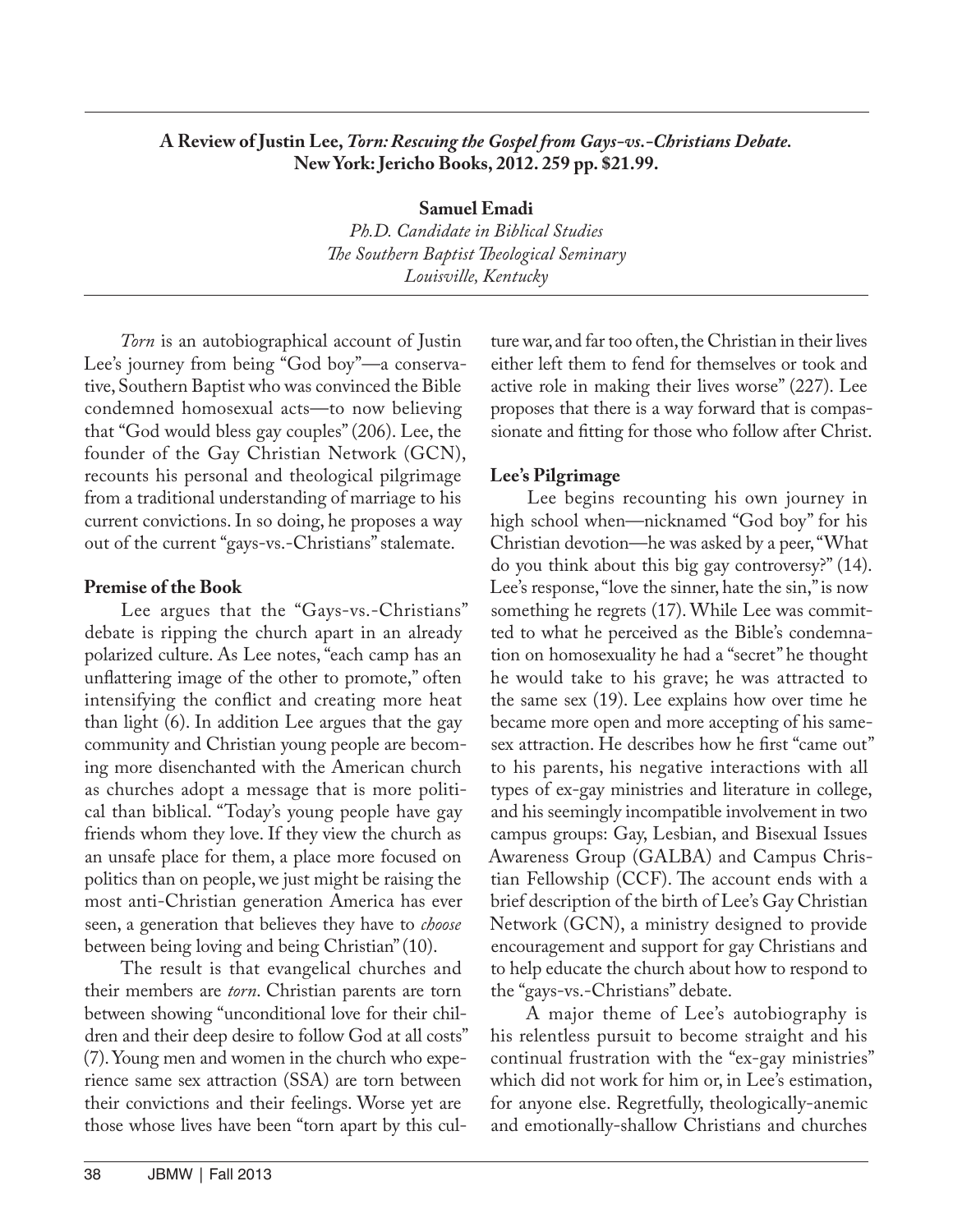**A Review of Justin Lee, *Torn: Rescuing the Gospel from Gays-vs.-Christians Debate.* New York: Jericho Books, 2012. 259 pp. $21.99.**

**Samuel Emadi**
*Ph.D. Candidate in Biblical Studies*
*The Southern Baptist Theological Seminary*
*Louisville, Kentucky*

*Torn* is an autobiographical account of Justin Lee's journey from being "God boy"—a conservative, Southern Baptist who was convinced the Bible condemned homosexual acts—to now believing that "God would bless gay couples" (206). Lee, the founder of the Gay Christian Network (GCN), recounts his personal and theological pilgrimage from a traditional understanding of marriage to his current convictions. In so doing, he proposes a way out of the current "gays-vs.-Christians" stalemate.

**Premise of the Book**

Lee argues that the "Gays-vs.-Christians" debate is ripping the church apart in an already polarized culture. As Lee notes, "each camp has an unflattering image of the other to promote," often intensifying the conflict and creating more heat than light (6). In addition Lee argues that the gay community and Christian young people are becoming more disenchanted with the American church as churches adopt a message that is more political than biblical. "Today's young people have gay friends whom they love. If they view the church as an unsafe place for them, a place more focused on politics than on people, we just might be raising the most anti-Christian generation America has ever seen, a generation that believes they have to *choose* between being loving and being Christian" (10).

The result is that evangelical churches and their members are *torn*. Christian parents are torn between showing "unconditional love for their children and their deep desire to follow God at all costs" (7). Young men and women in the church who experience same sex attraction (SSA) are torn between their convictions and their feelings. Worse yet are those whose lives have been "torn apart by this culture war, and far too often, the Christian in their lives either left them to fend for themselves or took and active role in making their lives worse" (227). Lee proposes that there is a way forward that is compassionate and fitting for those who follow after Christ.

**Lee's Pilgrimage**

Lee begins recounting his own journey in high school when—nicknamed "God boy" for his Christian devotion—he was asked by a peer, "What do you think about this big gay controversy?" (14). Lee's response, "love the sinner, hate the sin," is now something he regrets (17). While Lee was committed to what he perceived as the Bible's condemnation on homosexuality he had a "secret" he thought he would take to his grave; he was attracted to the same sex (19). Lee explains how over time he became more open and more accepting of his same-sex attraction. He describes how he first "came out" to his parents, his negative interactions with all types of ex-gay ministries and literature in college, and his seemingly incompatible involvement in two campus groups: Gay, Lesbian, and Bisexual Issues Awareness Group (GALBA) and Campus Christian Fellowship (CCF). The account ends with a brief description of the birth of Lee's Gay Christian Network (GCN), a ministry designed to provide encouragement and support for gay Christians and to help educate the church about how to respond to the "gays-vs.-Christians" debate.

A major theme of Lee's autobiography is his relentless pursuit to become straight and his continual frustration with the "ex-gay ministries" which did not work for him or, in Lee's estimation, for anyone else. Regretfully, theologically-anemic and emotionally-shallow Christians and churches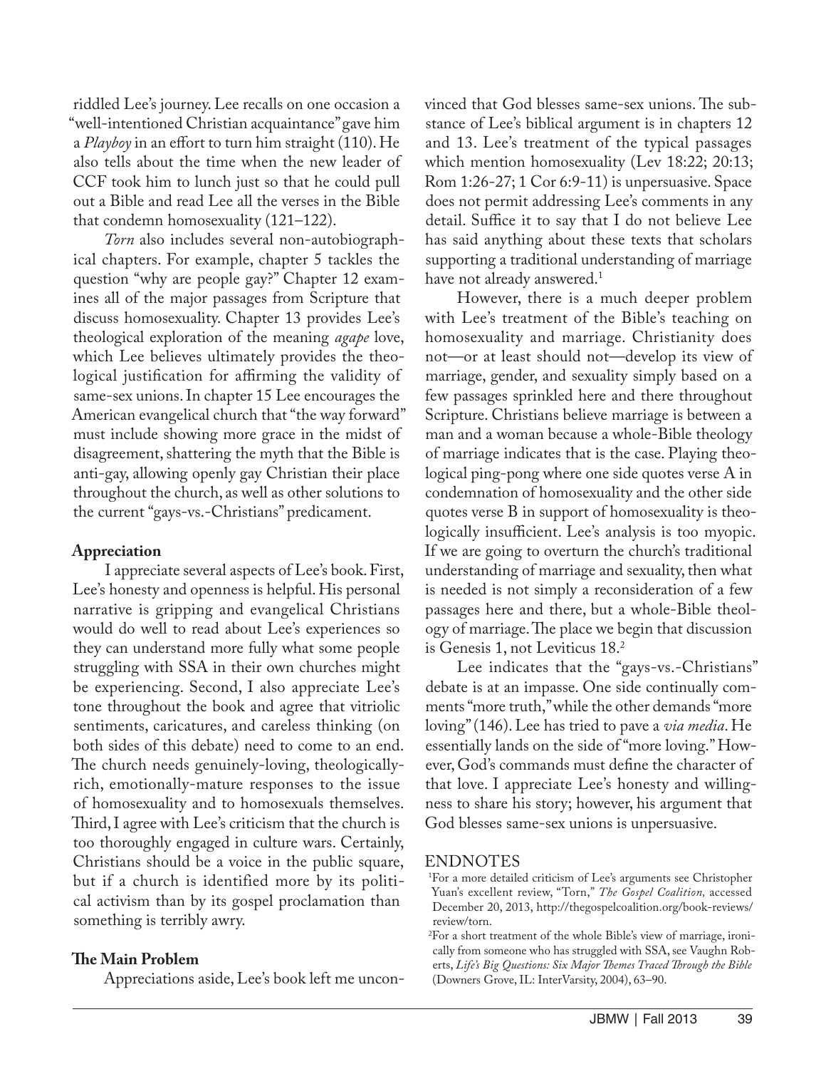riddled Lee's journey. Lee recalls on one occasion a "well-intentioned Christian acquaintance" gave him a *Playboy* in an effort to turn him straight (110). He also tells about the time when the new leader of CCF took him to lunch just so that he could pull out a Bible and read Lee all the verses in the Bible that condemn homosexuality (121–122).

*Torn* also includes several non-autobiographical chapters. For example, chapter 5 tackles the question "why are people gay?" Chapter 12 examines all of the major passages from Scripture that discuss homosexuality. Chapter 13 provides Lee's theological exploration of the meaning *agape* love, which Lee believes ultimately provides the theological justification for affirming the validity of same-sex unions. In chapter 15 Lee encourages the American evangelical church that "the way forward" must include showing more grace in the midst of disagreement, shattering the myth that the Bible is anti-gay, allowing openly gay Christian their place throughout the church, as well as other solutions to the current "gays-vs.-Christians" predicament.

**Appreciation**

I appreciate several aspects of Lee's book. First, Lee's honesty and openness is helpful. His personal narrative is gripping and evangelical Christians would do well to read about Lee's experiences so they can understand more fully what some people struggling with SSA in their own churches might be experiencing. Second, I also appreciate Lee's tone throughout the book and agree that vitriolic sentiments, caricatures, and careless thinking (on both sides of this debate) need to come to an end. The church needs genuinely-loving, theologically-rich, emotionally-mature responses to the issue of homosexuality and to homosexuals themselves. Third, I agree with Lee's criticism that the church is too thoroughly engaged in culture wars. Certainly, Christians should be a voice in the public square, but if a church is identified more by its political activism than by its gospel proclamation than something is terribly awry.

**The Main Problem**

Appreciations aside, Lee's book left me unconvinced that God blesses same-sex unions. The substance of Lee's biblical argument is in chapters 12 and 13. Lee's treatment of the typical passages which mention homosexuality (Lev 18:22; 20:13; Rom 1:26-27; 1 Cor 6:9-11) is unpersuasive. Space does not permit addressing Lee's comments in any detail. Suffice it to say that I do not believe Lee has said anything about these texts that scholars supporting a traditional understanding of marriage have not already answered.[1]

However, there is a much deeper problem with Lee's treatment of the Bible's teaching on homosexuality and marriage. Christianity does not—or at least should not—develop its view of marriage, gender, and sexuality simply based on a few passages sprinkled here and there throughout Scripture. Christians believe marriage is between a man and a woman because a whole-Bible theology of marriage indicates that is the case. Playing theological ping-pong where one side quotes verse A in condemnation of homosexuality and the other side quotes verse B in support of homosexuality is theologically insufficient. Lee's analysis is too myopic. If we are going to overturn the church's traditional understanding of marriage and sexuality, then what is needed is not simply a reconsideration of a few passages here and there, but a whole-Bible theology of marriage. The place we begin that discussion is Genesis 1, not Leviticus 18.[2]

Lee indicates that the "gays-vs.-Christians" debate is at an impasse. One side continually comments "more truth," while the other demands "more loving" (146). Lee has tried to pave a *via media*. He essentially lands on the side of "more loving." However, God's commands must define the character of that love. I appreciate Lee's honesty and willingness to share his story; however, his argument that God blesses same-sex unions is unpersuasive.

## ENDNOTES

[1] For a more detailed criticism of Lee's arguments see Christopher Yuan's excellent review, "Torn," *The Gospel Coalition*, accessed December 20, 2013, http://thegospelcoalition.org/book-reviews/review/torn.

[2] For a short treatment of the whole Bible's view of marriage, ironically from someone who has struggled with SSA, see Vaughn Roberts, *Life's Big Questions: Six Major Themes Traced Through the Bible* (Downers Grove, IL: InterVarsity, 2004), 63–90.